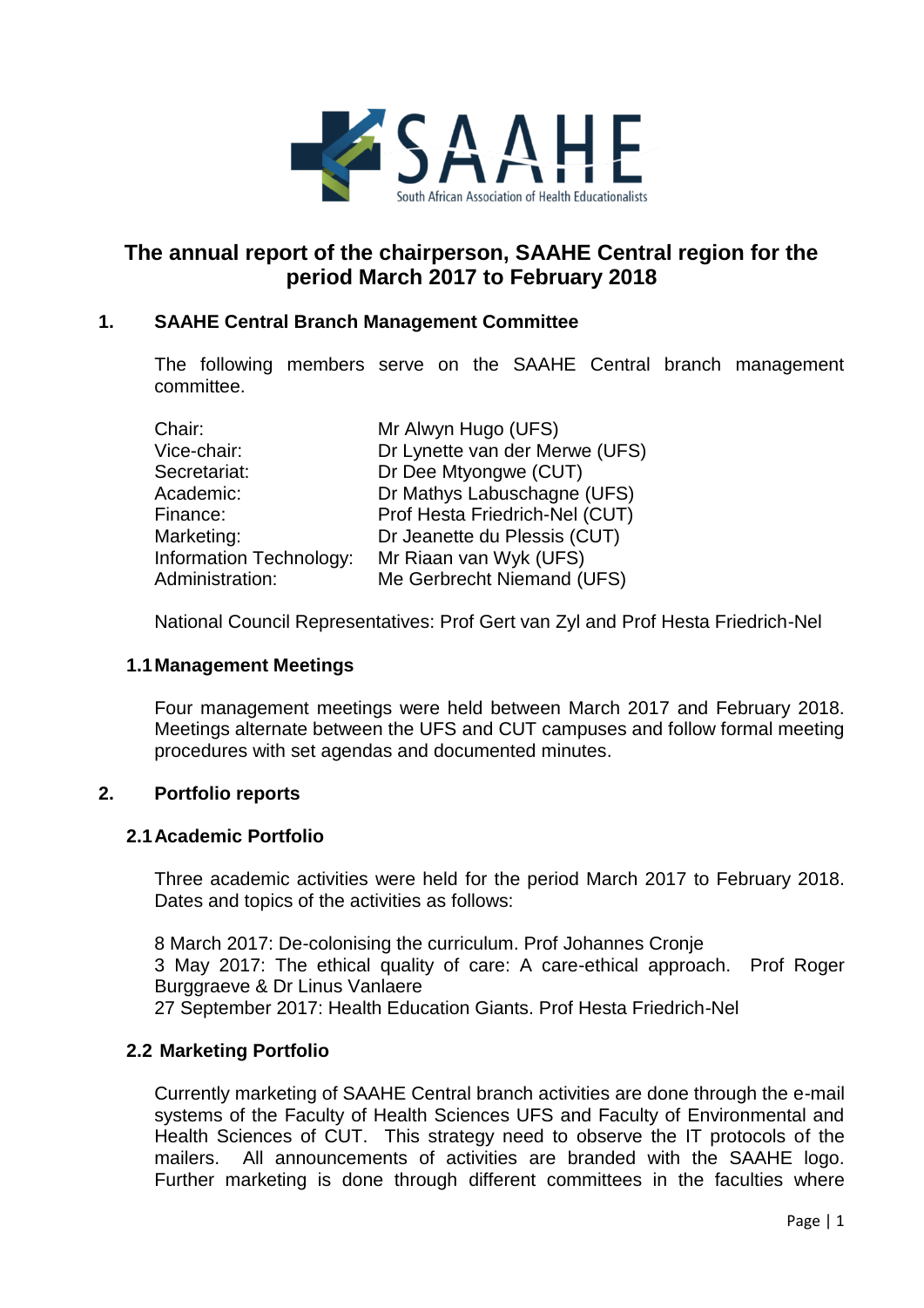SAAHE
South African Association of Health Educationalists

# The annual report of the chairperson, SAAHE Central region for the period March 2017 to February 2018

## 1. SAAHE Central Branch Management Committee

The following members serve on the SAAHE Central branch management committee.

| | |
|---|---|
| Chair: | Mr Alwyn Hugo (UFS) |
| Vice-chair: | Dr Lynette van der Merwe (UFS) |
| Secretariat: | Dr Dee Mtyongwe (CUT) |
| Academic: | Dr Mathys Labuschagne (UFS) |
| Finance: | Prof Hesta Friedrich-Nel (CUT) |
| Marketing: | Dr Jeanette du Plessis (CUT) |
| Information Technology: | Mr Riaan van Wyk (UFS) |
| Administration: | Me Gerbrecht Niemand (UFS) |

National Council Representatives: Prof Gert van Zyl and Prof Hesta Friedrich-Nel

### 1.1 Management Meetings

Four management meetings were held between March 2017 and February 2018. Meetings alternate between the UFS and CUT campuses and follow formal meeting procedures with set agendas and documented minutes.

## 2. Portfolio reports

### 2.1 Academic Portfolio

Three academic activities were held for the period March 2017 to February 2018. Dates and topics of the activities as follows:

8 March 2017: De-colonising the curriculum. Prof Johannes Cronje
3 May 2017: The ethical quality of care: A care-ethical approach. Prof Roger Burggraeve & Dr Linus Vanlaere
27 September 2017: Health Education Giants. Prof Hesta Friedrich-Nel

### 2.2 Marketing Portfolio

Currently marketing of SAAHE Central branch activities are done through the e-mail systems of the Faculty of Health Sciences UFS and Faculty of Environmental and Health Sciences of CUT. This strategy need to observe the IT protocols of the mailers. All announcements of activities are branded with the SAAHE logo. Further marketing is done through different committees in the faculties where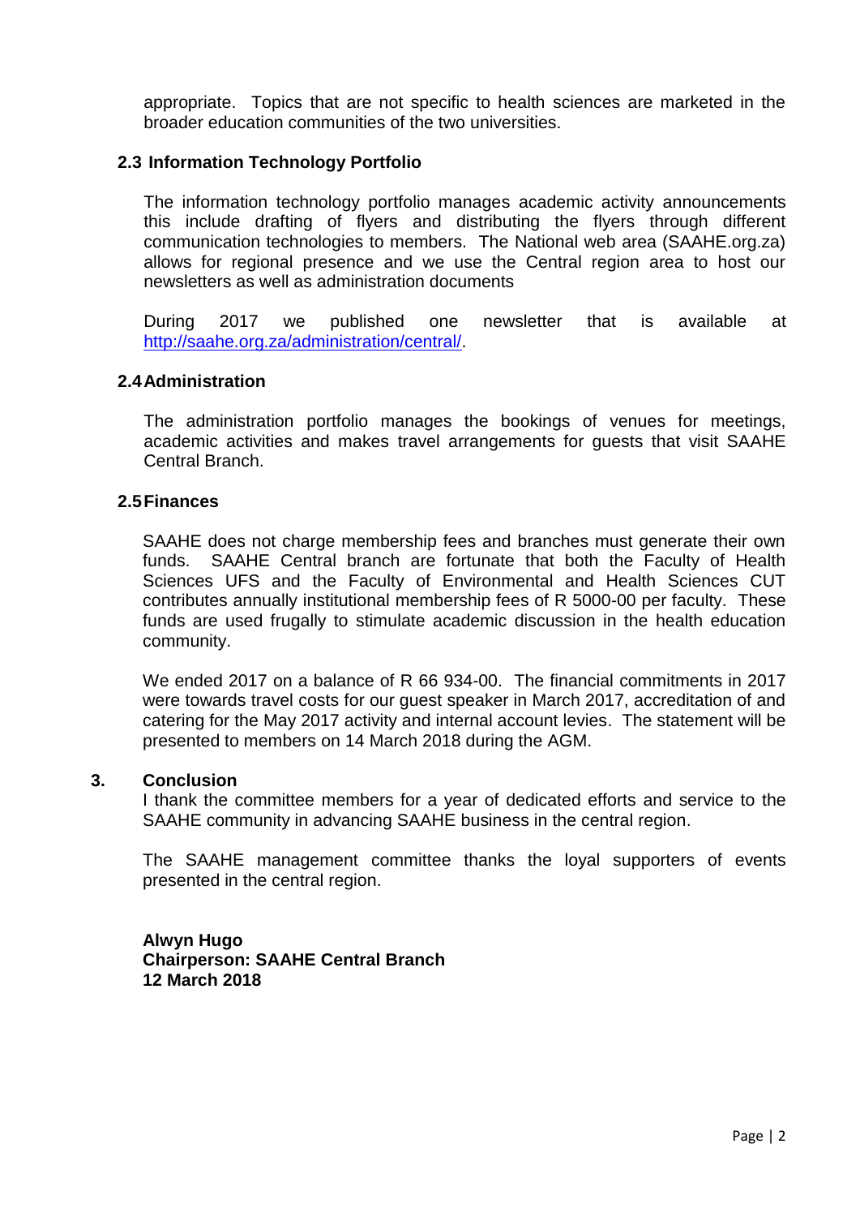appropriate. Topics that are not specific to health sciences are marketed in the broader education communities of the two universities.

### 2.3 Information Technology Portfolio

The information technology portfolio manages academic activity announcements this include drafting of flyers and distributing the flyers through different communication technologies to members. The National web area (SAAHE.org.za) allows for regional presence and we use the Central region area to host our newsletters as well as administration documents

During 2017 we published one newsletter that is available at [http://saahe.org.za/administration/central/](http://saahe.org.za/administration/central/).

### 2.4 Administration

The administration portfolio manages the bookings of venues for meetings, academic activities and makes travel arrangements for guests that visit SAAHE Central Branch.

### 2.5 Finances

SAAHE does not charge membership fees and branches must generate their own funds. SAAHE Central branch are fortunate that both the Faculty of Health Sciences UFS and the Faculty of Environmental and Health Sciences CUT contributes annually institutional membership fees of R 5000-00 per faculty. These funds are used frugally to stimulate academic discussion in the health education community.

We ended 2017 on a balance of R 66 934-00. The financial commitments in 2017 were towards travel costs for our guest speaker in March 2017, accreditation of and catering for the May 2017 activity and internal account levies. The statement will be presented to members on 14 March 2018 during the AGM.

## 3. Conclusion

I thank the committee members for a year of dedicated efforts and service to the SAAHE community in advancing SAAHE business in the central region.

The SAAHE management committee thanks the loyal supporters of events presented in the central region.

**Alwyn Hugo**
**Chairperson: SAAHE Central Branch**
**12 March 2018**